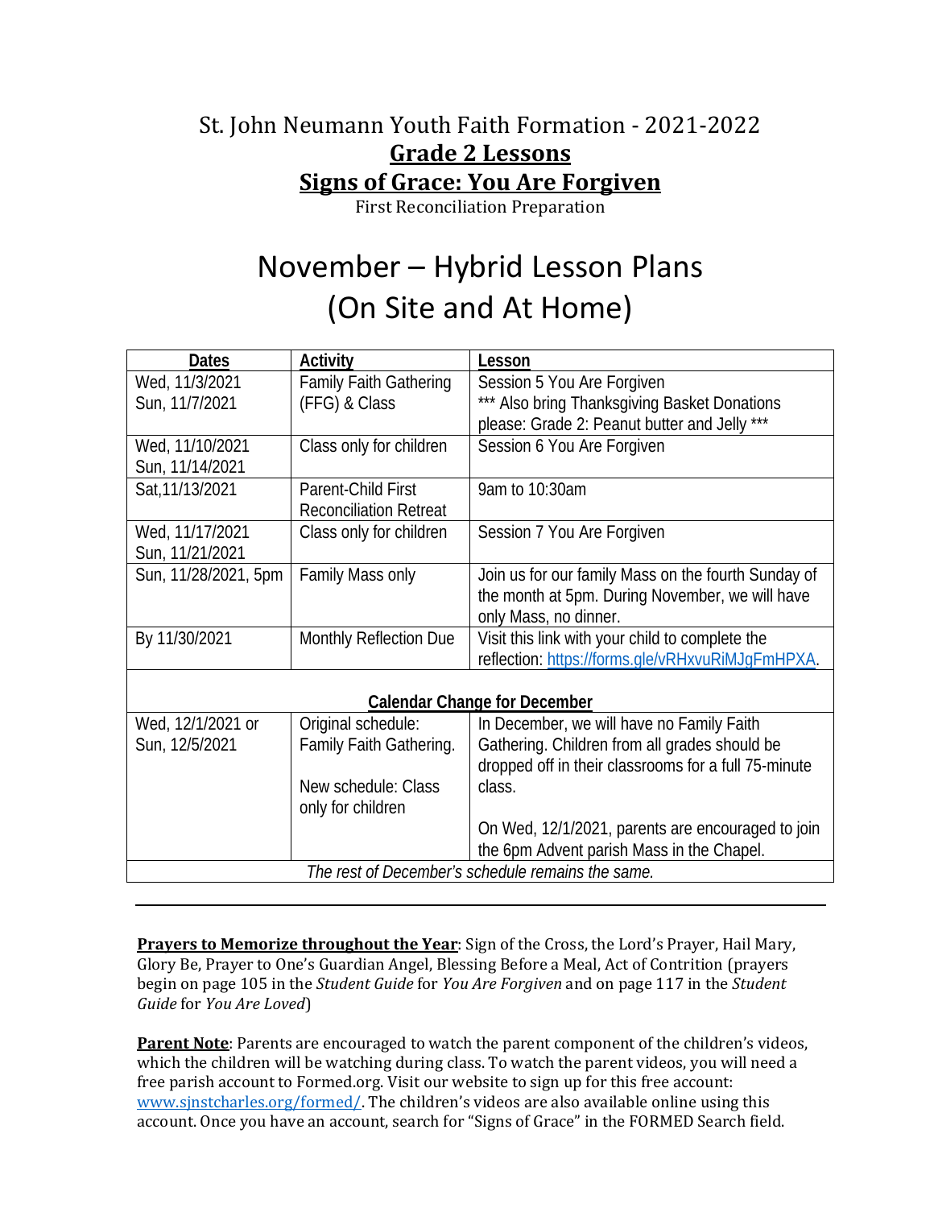# St. John Neumann Youth Faith Formation - 2021-2022

## Grade 2 Lessons

## Signs of Grace: You Are Forgiven

First Reconciliation Preparation

# November – Hybrid Lesson Plans (On Site and At Home)

| Dates | Activity | Lesson |
|---|---|---|
| Wed, 11/3/2021<br>Sun, 11/7/2021 | Family Faith Gathering (FFG) & Class | Session 5 You Are Forgiven<br>*** Also bring Thanksgiving Basket Donations please: Grade 2: Peanut butter and Jelly *** |
| Wed, 11/10/2021<br>Sun, 11/14/2021 | Class only for children | Session 6 You Are Forgiven |
| Sat,11/13/2021 | Parent-Child First Reconciliation Retreat | 9am to 10:30am |
| Wed, 11/17/2021<br>Sun, 11/21/2021 | Class only for children | Session 7 You Are Forgiven |
| Sun, 11/28/2021, 5pm | Family Mass only | Join us for our family Mass on the fourth Sunday of the month at 5pm. During November, we will have only Mass, no dinner. |
| By 11/30/2021 | Monthly Reflection Due | Visit this link with your child to complete the reflection: https://forms.gle/vRHxvuRiMJgFmHPXA. |
| | **Calendar Change for December** | |
| Wed, 12/1/2021 or<br>Sun, 12/5/2021 | Original schedule: Family Faith Gathering.<br><br>New schedule: Class only for children | In December, we will have no Family Faith Gathering. Children from all grades should be dropped off in their classrooms for a full 75-minute class.<br><br>On Wed, 12/1/2021, parents are encouraged to join the 6pm Advent parish Mass in the Chapel. |
| | *The rest of December's schedule remains the same.* | |

---

**Prayers to Memorize throughout the Year**: Sign of the Cross, the Lord's Prayer, Hail Mary, Glory Be, Prayer to One's Guardian Angel, Blessing Before a Meal, Act of Contrition (prayers begin on page 105 in the *Student Guide* for *You Are Forgiven* and on page 117 in the *Student Guide* for *You Are Loved*)

**Parent Note**: Parents are encouraged to watch the parent component of the children's videos, which the children will be watching during class. To watch the parent videos, you will need a free parish account to Formed.org. Visit our website to sign up for this free account: www.sjnstcharles.org/formed/. The children's videos are also available online using this account. Once you have an account, search for "Signs of Grace" in the FORMED Search field.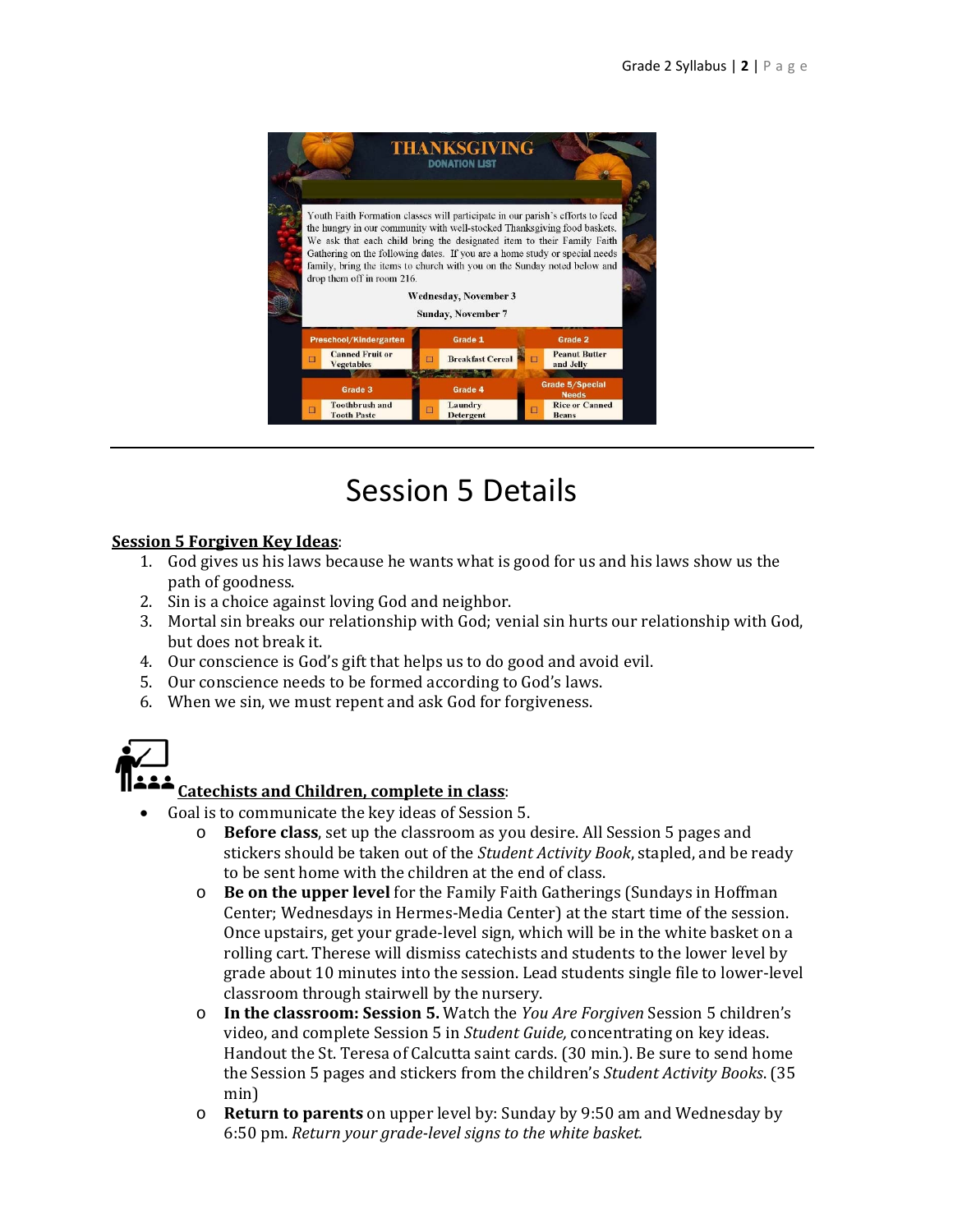# THANKSGIVING

DONATION LIST

Youth Faith Formation classes will participate in our parish's efforts to feed the hungry in our community with well-stocked Thanksgiving food baskets. We ask that each child bring the designated item to their Family Faith Gathering on the following dates. If you are a home study or special needs family, bring the items to church with you on the Sunday noted below and drop them off in room 216.

Wednesday, November 3

Sunday, November 7

| Preschool/Kindergarten | Grade 1 | Grade 2 |
|---|---|---|
| ☐ Canned Fruit or Vegetables | ☐ Breakfast Cereal | ☐ Peanut Butter and Jelly |
| **Grade 3** | **Grade 4** | **Grade 5/Special Needs** |
| ☐ Toothbrush and Tooth Paste | ☐ Laundry Detergent | ☐ Rice or Canned Beans |

---

# Session 5 Details

**Session 5 Forgiven Key Ideas**:

1. God gives us his laws because he wants what is good for us and his laws show us the path of goodness.
2. Sin is a choice against loving God and neighbor.
3. Mortal sin breaks our relationship with God; venial sin hurts our relationship with God, but does not break it.
4. Our conscience is God's gift that helps us to do good and avoid evil.
5. Our conscience needs to be formed according to God's laws.
6. When we sin, we must repent and ask God for forgiveness.

**Catechists and Children, complete in class**:

- Goal is to communicate the key ideas of Session 5.
  - **Before class**, set up the classroom as you desire. All Session 5 pages and stickers should be taken out of the *Student Activity Book*, stapled, and be ready to be sent home with the children at the end of class.
  - **Be on the upper level** for the Family Faith Gatherings (Sundays in Hoffman Center; Wednesdays in Hermes-Media Center) at the start time of the session. Once upstairs, get your grade-level sign, which will be in the white basket on a rolling cart. Therese will dismiss catechists and students to the lower level by grade about 10 minutes into the session. Lead students single file to lower-level classroom through stairwell by the nursery.
  - **In the classroom: Session 5.** Watch the *You Are Forgiven* Session 5 children's video, and complete Session 5 in *Student Guide,* concentrating on key ideas. Handout the St. Teresa of Calcutta saint cards. (30 min.). Be sure to send home the Session 5 pages and stickers from the children's *Student Activity Books*. (35 min)
  - **Return to parents** on upper level by: Sunday by 9:50 am and Wednesday by 6:50 pm. *Return your grade-level signs to the white basket.*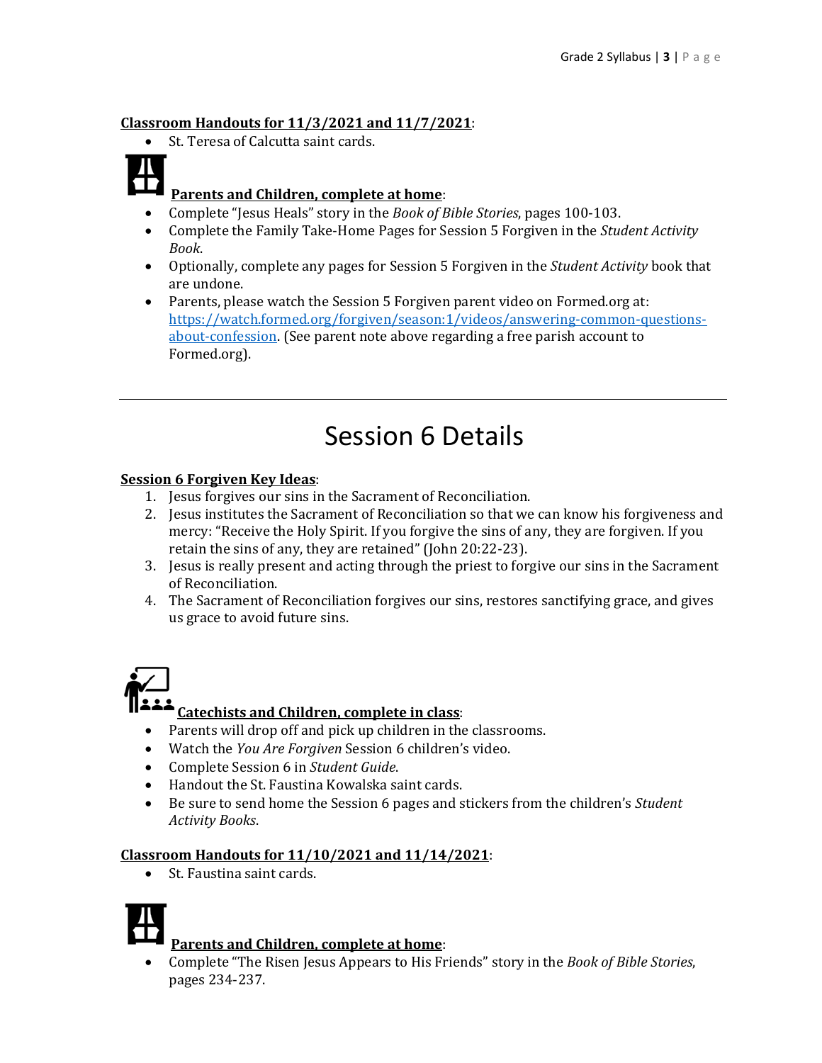**Classroom Handouts for 11/3/2021 and 11/7/2021**:

- St. Teresa of Calcutta saint cards.

**Parents and Children, complete at home**:

- Complete "Jesus Heals" story in the *Book of Bible Stories*, pages 100-103.
- Complete the Family Take-Home Pages for Session 5 Forgiven in the *Student Activity Book*.
- Optionally, complete any pages for Session 5 Forgiven in the *Student Activity* book that are undone.
- Parents, please watch the Session 5 Forgiven parent video on Formed.org at: https://watch.formed.org/forgiven/season:1/videos/answering-common-questions-about-confession. (See parent note above regarding a free parish account to Formed.org).

---

# Session 6 Details

**Session 6 Forgiven Key Ideas**:

1. Jesus forgives our sins in the Sacrament of Reconciliation.
2. Jesus institutes the Sacrament of Reconciliation so that we can know his forgiveness and mercy: "Receive the Holy Spirit. If you forgive the sins of any, they are forgiven. If you retain the sins of any, they are retained" (John 20:22-23).
3. Jesus is really present and acting through the priest to forgive our sins in the Sacrament of Reconciliation.
4. The Sacrament of Reconciliation forgives our sins, restores sanctifying grace, and gives us grace to avoid future sins.

**Catechists and Children, complete in class**:

- Parents will drop off and pick up children in the classrooms.
- Watch the *You Are Forgiven* Session 6 children's video.
- Complete Session 6 in *Student Guide*.
- Handout the St. Faustina Kowalska saint cards.
- Be sure to send home the Session 6 pages and stickers from the children's *Student Activity Books*.

**Classroom Handouts for 11/10/2021 and 11/14/2021**:

- St. Faustina saint cards.

**Parents and Children, complete at home**:

- Complete "The Risen Jesus Appears to His Friends" story in the *Book of Bible Stories*, pages 234-237.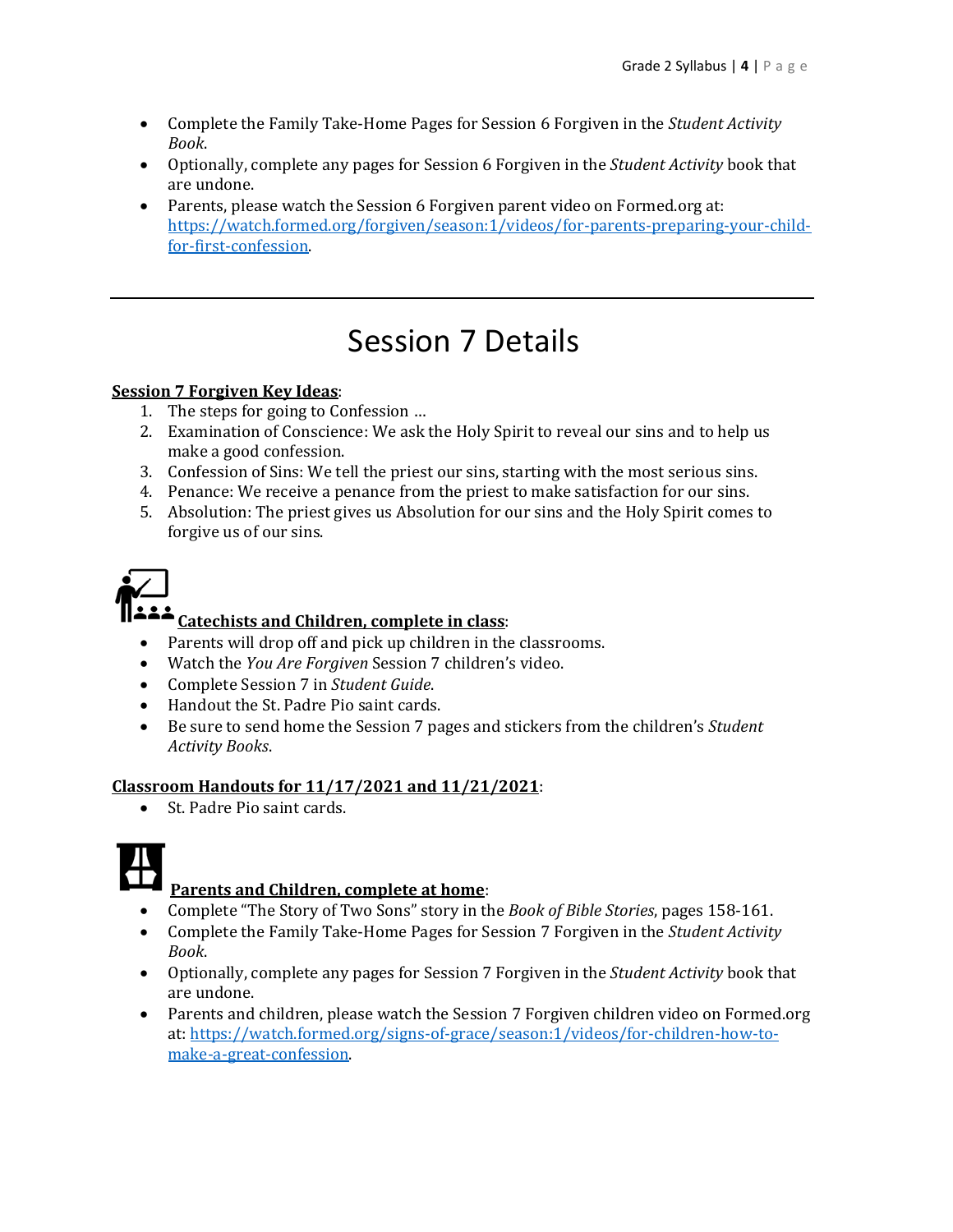- Complete the Family Take-Home Pages for Session 6 Forgiven in the *Student Activity Book*.
- Optionally, complete any pages for Session 6 Forgiven in the *Student Activity* book that are undone.
- Parents, please watch the Session 6 Forgiven parent video on Formed.org at: [https://watch.formed.org/forgiven/season:1/videos/for-parents-preparing-your-child-for-first-confession](https://watch.formed.org/forgiven/season:1/videos/for-parents-preparing-your-child-for-first-confession).

---

# Session 7 Details

**Session 7 Forgiven Key Ideas**:

1. The steps for going to Confession …
2. Examination of Conscience: We ask the Holy Spirit to reveal our sins and to help us make a good confession.
3. Confession of Sins: We tell the priest our sins, starting with the most serious sins.
4. Penance: We receive a penance from the priest to make satisfaction for our sins.
5. Absolution: The priest gives us Absolution for our sins and the Holy Spirit comes to forgive us of our sins.

**Catechists and Children, complete in class**:

- Parents will drop off and pick up children in the classrooms.
- Watch the *You Are Forgiven* Session 7 children's video.
- Complete Session 7 in *Student Guide*.
- Handout the St. Padre Pio saint cards.
- Be sure to send home the Session 7 pages and stickers from the children's *Student Activity Books*.

**Classroom Handouts for 11/17/2021 and 11/21/2021**:

- St. Padre Pio saint cards.

**Parents and Children, complete at home**:

- Complete "The Story of Two Sons" story in the *Book of Bible Stories*, pages 158-161.
- Complete the Family Take-Home Pages for Session 7 Forgiven in the *Student Activity Book*.
- Optionally, complete any pages for Session 7 Forgiven in the *Student Activity* book that are undone.
- Parents and children, please watch the Session 7 Forgiven children video on Formed.org at: [https://watch.formed.org/signs-of-grace/season:1/videos/for-children-how-to-make-a-great-confession](https://watch.formed.org/signs-of-grace/season:1/videos/for-children-how-to-make-a-great-confession).